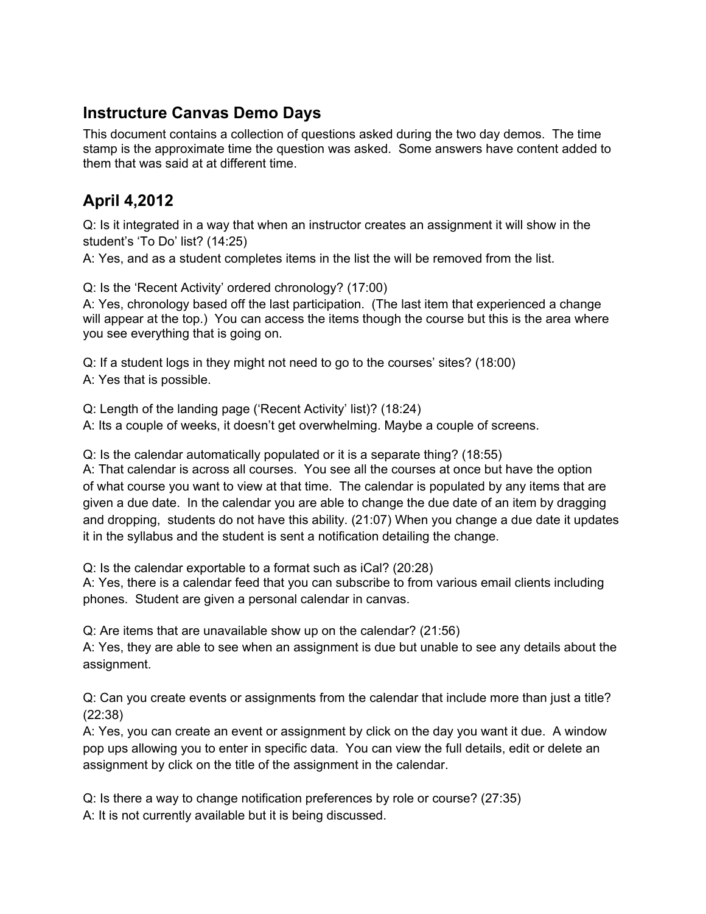## Instructure Canvas Demo Days

This document contains a collection of questions asked during the two day demos. The time stamp is the approximate time the question was asked. Some answers have content added to them that was said at at different time.

## April 4,2012

Q: Is it integrated in a way that when an instructor creates an assignment it will show in the student's 'To Do' list? (14:25)
A: Yes, and as a student completes items in the list the will be removed from the list.

Q: Is the 'Recent Activity' ordered chronology? (17:00)
A: Yes, chronology based off the last participation. (The last item that experienced a change will appear at the top.) You can access the items though the course but this is the area where you see everything that is going on.

Q: If a student logs in they might not need to go to the courses' sites? (18:00)
A: Yes that is possible.

Q: Length of the landing page ('Recent Activity' list)? (18:24)
A: Its a couple of weeks, it doesn't get overwhelming. Maybe a couple of screens.

Q: Is the calendar automatically populated or it is a separate thing? (18:55)
A: That calendar is across all courses. You see all the courses at once but have the option of what course you want to view at that time. The calendar is populated by any items that are given a due date. In the calendar you are able to change the due date of an item by dragging and dropping, students do not have this ability. (21:07) When you change a due date it updates it in the syllabus and the student is sent a notification detailing the change.

Q: Is the calendar exportable to a format such as iCal? (20:28)
A: Yes, there is a calendar feed that you can subscribe to from various email clients including phones. Student are given a personal calendar in canvas.

Q: Are items that are unavailable show up on the calendar? (21:56)
A: Yes, they are able to see when an assignment is due but unable to see any details about the assignment.

Q: Can you create events or assignments from the calendar that include more than just a title? (22:38)
A: Yes, you can create an event or assignment by click on the day you want it due. A window pop ups allowing you to enter in specific data. You can view the full details, edit or delete an assignment by click on the title of the assignment in the calendar.

Q: Is there a way to change notification preferences by role or course? (27:35)
A: It is not currently available but it is being discussed.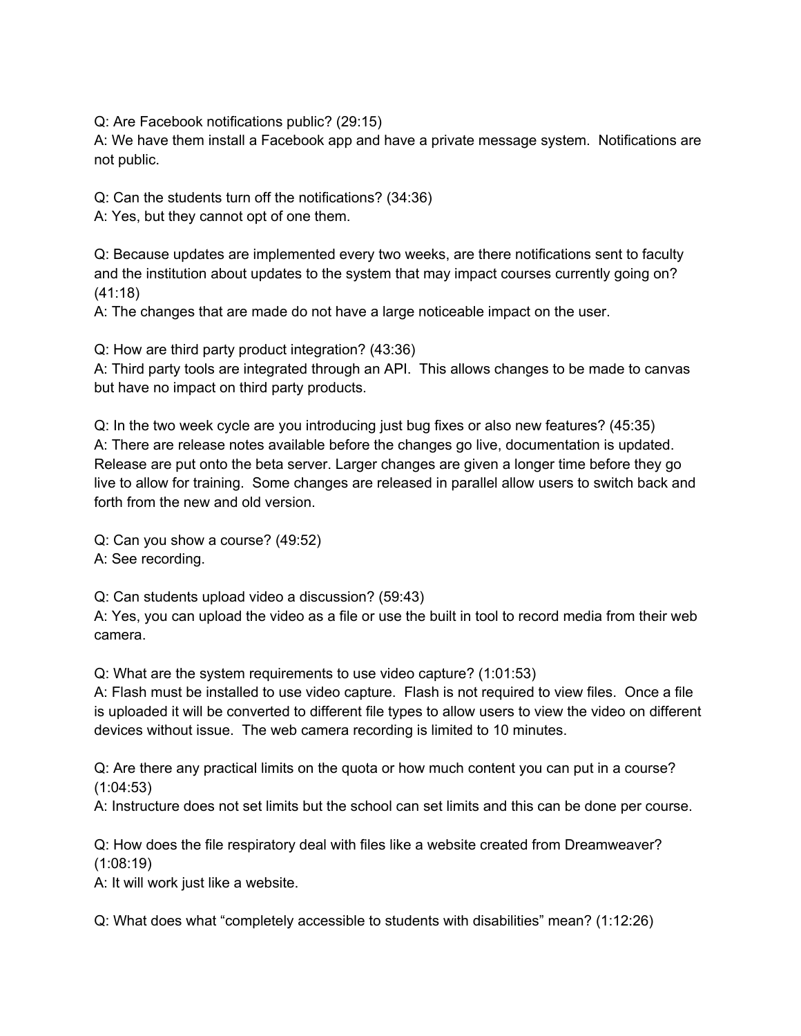Q: Are Facebook notifications public? (29:15)
A: We have them install a Facebook app and have a private message system. Notifications are not public.

Q: Can the students turn off the notifications? (34:36)
A: Yes, but they cannot opt of one them.

Q: Because updates are implemented every two weeks, are there notifications sent to faculty and the institution about updates to the system that may impact courses currently going on? (41:18)
A: The changes that are made do not have a large noticeable impact on the user.

Q: How are third party product integration? (43:36)
A: Third party tools are integrated through an API. This allows changes to be made to canvas but have no impact on third party products.

Q: In the two week cycle are you introducing just bug fixes or also new features? (45:35)
A: There are release notes available before the changes go live, documentation is updated. Release are put onto the beta server. Larger changes are given a longer time before they go live to allow for training. Some changes are released in parallel allow users to switch back and forth from the new and old version.

Q: Can you show a course? (49:52)
A: See recording.

Q: Can students upload video a discussion? (59:43)
A: Yes, you can upload the video as a file or use the built in tool to record media from their web camera.

Q: What are the system requirements to use video capture? (1:01:53)
A: Flash must be installed to use video capture. Flash is not required to view files. Once a file is uploaded it will be converted to different file types to allow users to view the video on different devices without issue. The web camera recording is limited to 10 minutes.

Q: Are there any practical limits on the quota or how much content you can put in a course? (1:04:53)
A: Instructure does not set limits but the school can set limits and this can be done per course.

Q: How does the file respiratory deal with files like a website created from Dreamweaver? (1:08:19)
A: It will work just like a website.

Q: What does what “completely accessible to students with disabilities” mean? (1:12:26)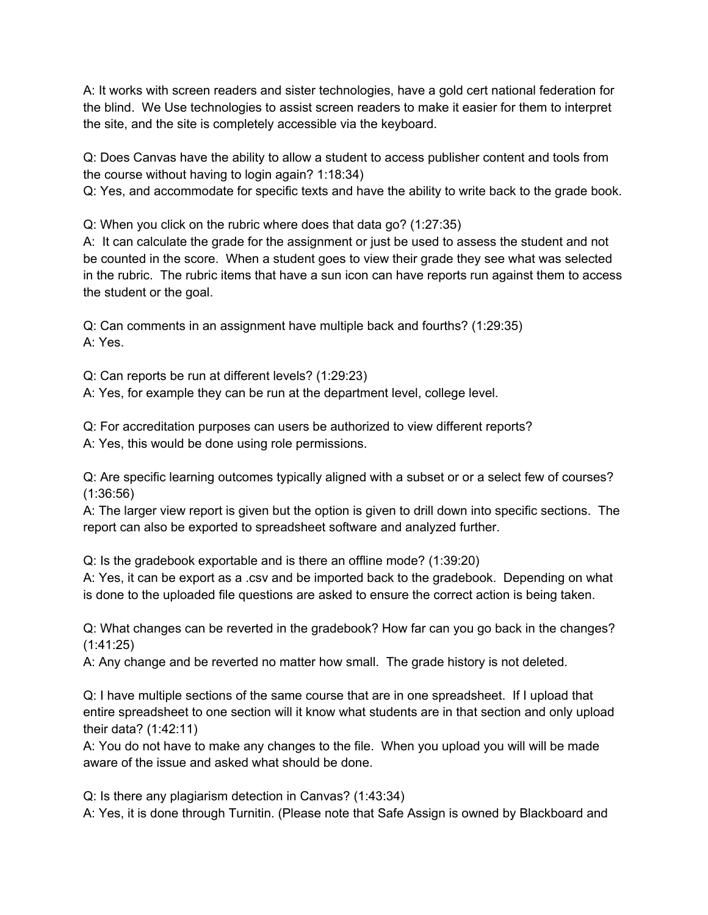A: It works with screen readers and sister technologies, have a gold cert national federation for the blind. We Use technologies to assist screen readers to make it easier for them to interpret the site, and the site is completely accessible via the keyboard.

Q: Does Canvas have the ability to allow a student to access publisher content and tools from the course without having to login again? 1:18:34)
Q: Yes, and accommodate for specific texts and have the ability to write back to the grade book.

Q: When you click on the rubric where does that data go? (1:27:35)
A: It can calculate the grade for the assignment or just be used to assess the student and not be counted in the score. When a student goes to view their grade they see what was selected in the rubric. The rubric items that have a sun icon can have reports run against them to access the student or the goal.

Q: Can comments in an assignment have multiple back and fourths? (1:29:35)
A: Yes.

Q: Can reports be run at different levels? (1:29:23)
A: Yes, for example they can be run at the department level, college level.

Q: For accreditation purposes can users be authorized to view different reports?
A: Yes, this would be done using role permissions.

Q: Are specific learning outcomes typically aligned with a subset or or a select few of courses? (1:36:56)
A: The larger view report is given but the option is given to drill down into specific sections. The report can also be exported to spreadsheet software and analyzed further.

Q: Is the gradebook exportable and is there an offline mode? (1:39:20)
A: Yes, it can be export as a .csv and be imported back to the gradebook. Depending on what is done to the uploaded file questions are asked to ensure the correct action is being taken.

Q: What changes can be reverted in the gradebook? How far can you go back in the changes? (1:41:25)
A: Any change and be reverted no matter how small. The grade history is not deleted.

Q: I have multiple sections of the same course that are in one spreadsheet. If I upload that entire spreadsheet to one section will it know what students are in that section and only upload their data? (1:42:11)
A: You do not have to make any changes to the file. When you upload you will will be made aware of the issue and asked what should be done.

Q: Is there any plagiarism detection in Canvas? (1:43:34)
A: Yes, it is done through Turnitin. (Please note that Safe Assign is owned by Blackboard and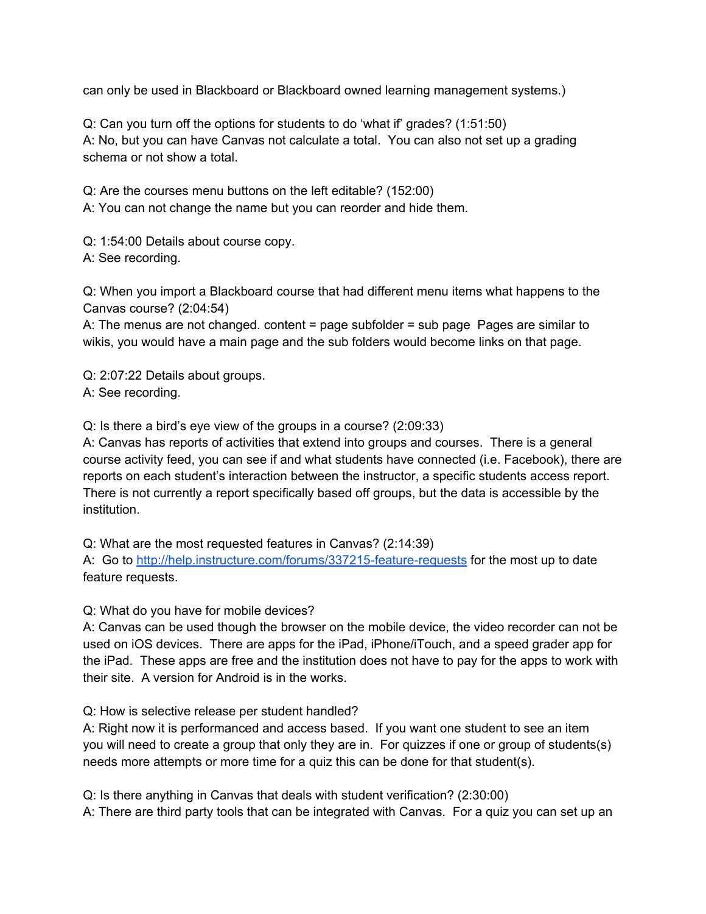can only be used in Blackboard or Blackboard owned learning management systems.)

Q: Can you turn off the options for students to do 'what if' grades? (1:51:50)
A: No, but you can have Canvas not calculate a total. You can also not set up a grading schema or not show a total.

Q: Are the courses menu buttons on the left editable? (152:00)
A: You can not change the name but you can reorder and hide them.

Q: 1:54:00 Details about course copy.
A: See recording.

Q: When you import a Blackboard course that had different menu items what happens to the Canvas course? (2:04:54)
A: The menus are not changed. content = page subfolder = sub page Pages are similar to wikis, you would have a main page and the sub folders would become links on that page.

Q: 2:07:22 Details about groups.
A: See recording.

Q: Is there a bird's eye view of the groups in a course? (2:09:33)
A: Canvas has reports of activities that extend into groups and courses. There is a general course activity feed, you can see if and what students have connected (i.e. Facebook), there are reports on each student's interaction between the instructor, a specific students access report. There is not currently a report specifically based off groups, but the data is accessible by the institution.

Q: What are the most requested features in Canvas? (2:14:39)
A: Go to [http://help.instructure.com/forums/337215-feature-requests](http://help.instructure.com/forums/337215-feature-requests) for the most up to date feature requests.

Q: What do you have for mobile devices?
A: Canvas can be used though the browser on the mobile device, the video recorder can not be used on iOS devices. There are apps for the iPad, iPhone/iTouch, and a speed grader app for the iPad. These apps are free and the institution does not have to pay for the apps to work with their site. A version for Android is in the works.

Q: How is selective release per student handled?
A: Right now it is performanced and access based. If you want one student to see an item you will need to create a group that only they are in. For quizzes if one or group of students(s) needs more attempts or more time for a quiz this can be done for that student(s).

Q: Is there anything in Canvas that deals with student verification? (2:30:00)
A: There are third party tools that can be integrated with Canvas. For a quiz you can set up an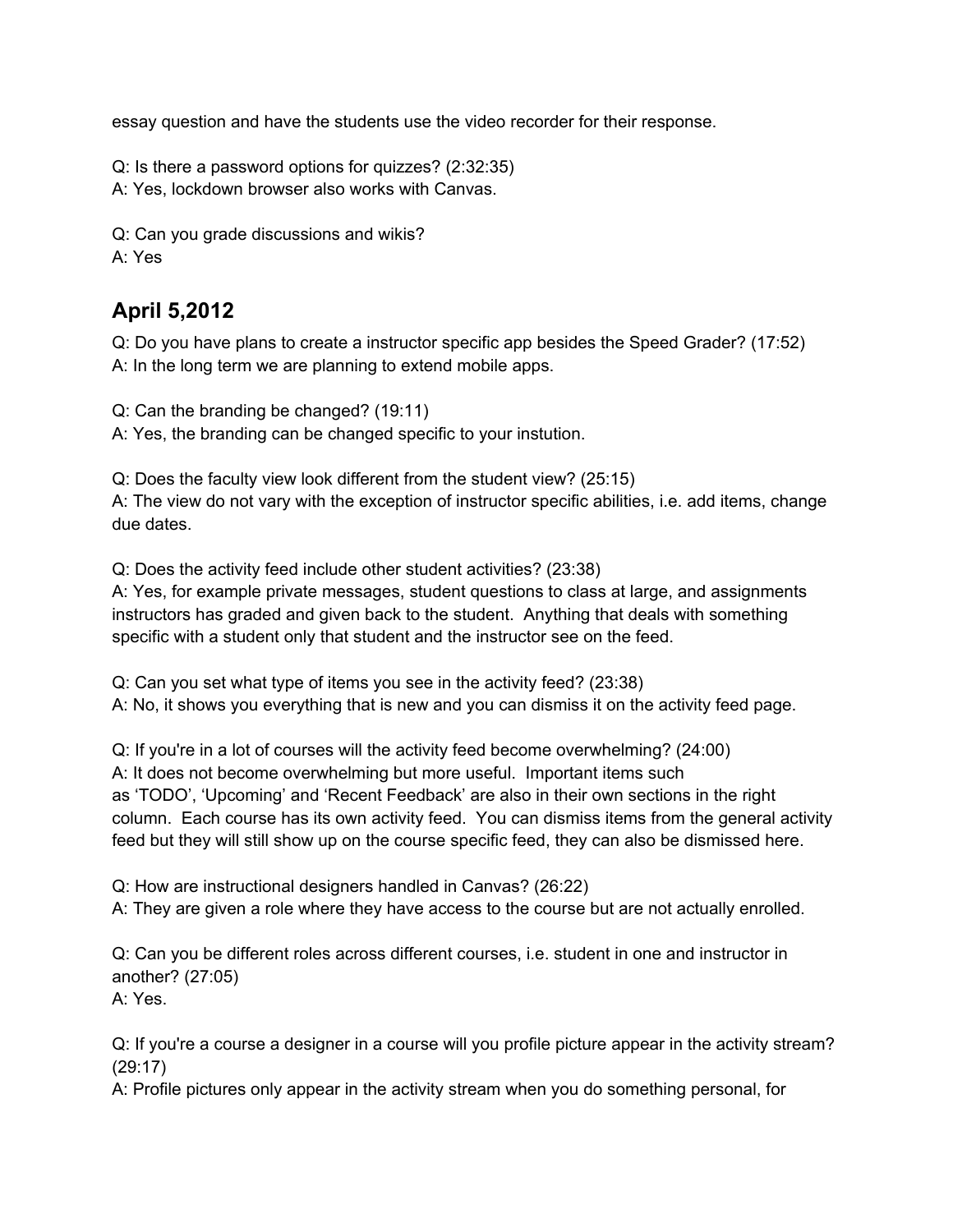essay question and have the students use the video recorder for their response.

Q: Is there a password options for quizzes? (2:32:35)
A: Yes, lockdown browser also works with Canvas.

Q: Can you grade discussions and wikis?
A: Yes

## April 5,2012

Q: Do you have plans to create a instructor specific app besides the Speed Grader? (17:52)
A: In the long term we are planning to extend mobile apps.

Q: Can the branding be changed? (19:11)
A: Yes, the branding can be changed specific to your instution.

Q: Does the faculty view look different from the student view? (25:15)
A: The view do not vary with the exception of instructor specific abilities, i.e. add items, change due dates.

Q: Does the activity feed include other student activities? (23:38)
A: Yes, for example private messages, student questions to class at large, and assignments instructors has graded and given back to the student. Anything that deals with something specific with a student only that student and the instructor see on the feed.

Q: Can you set what type of items you see in the activity feed? (23:38)
A: No, it shows you everything that is new and you can dismiss it on the activity feed page.

Q: If you're in a lot of courses will the activity feed become overwhelming? (24:00)
A: It does not become overwhelming but more useful. Important items such as 'TODO', 'Upcoming' and 'Recent Feedback' are also in their own sections in the right column. Each course has its own activity feed. You can dismiss items from the general activity feed but they will still show up on the course specific feed, they can also be dismissed here.

Q: How are instructional designers handled in Canvas? (26:22)
A: They are given a role where they have access to the course but are not actually enrolled.

Q: Can you be different roles across different courses, i.e. student in one and instructor in another? (27:05)
A: Yes.

Q: If you're a course a designer in a course will you profile picture appear in the activity stream? (29:17)
A: Profile pictures only appear in the activity stream when you do something personal, for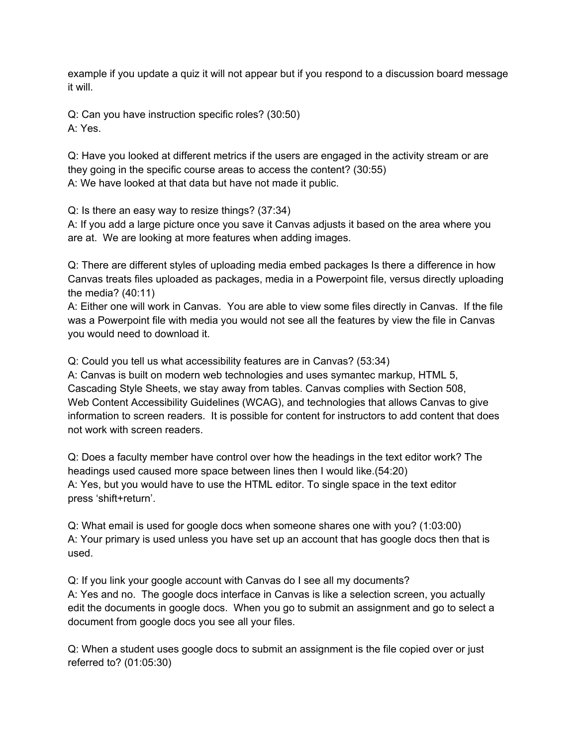example if you update a quiz it will not appear but if you respond to a discussion board message it will.

Q: Can you have instruction specific roles? (30:50)
A: Yes.

Q: Have you looked at different metrics if the users are engaged in the activity stream or are they going in the specific course areas to access the content? (30:55)
A: We have looked at that data but have not made it public.

Q: Is there an easy way to resize things? (37:34)
A: If you add a large picture once you save it Canvas adjusts it based on the area where you are at. We are looking at more features when adding images.

Q: There are different styles of uploading media embed packages Is there a difference in how Canvas treats files uploaded as packages, media in a Powerpoint file, versus directly uploading the media? (40:11)
A: Either one will work in Canvas. You are able to view some files directly in Canvas. If the file was a Powerpoint file with media you would not see all the features by view the file in Canvas you would need to download it.

Q: Could you tell us what accessibility features are in Canvas? (53:34)
A: Canvas is built on modern web technologies and uses symantec markup, HTML 5, Cascading Style Sheets, we stay away from tables. Canvas complies with Section 508, Web Content Accessibility Guidelines (WCAG), and technologies that allows Canvas to give information to screen readers. It is possible for content for instructors to add content that does not work with screen readers.

Q: Does a faculty member have control over how the headings in the text editor work? The headings used caused more space between lines then I would like.(54:20)
A: Yes, but you would have to use the HTML editor. To single space in the text editor press 'shift+return'.

Q: What email is used for google docs when someone shares one with you? (1:03:00)
A: Your primary is used unless you have set up an account that has google docs then that is used.

Q: If you link your google account with Canvas do I see all my documents?
A: Yes and no. The google docs interface in Canvas is like a selection screen, you actually edit the documents in google docs. When you go to submit an assignment and go to select a document from google docs you see all your files.

Q: When a student uses google docs to submit an assignment is the file copied over or just referred to? (01:05:30)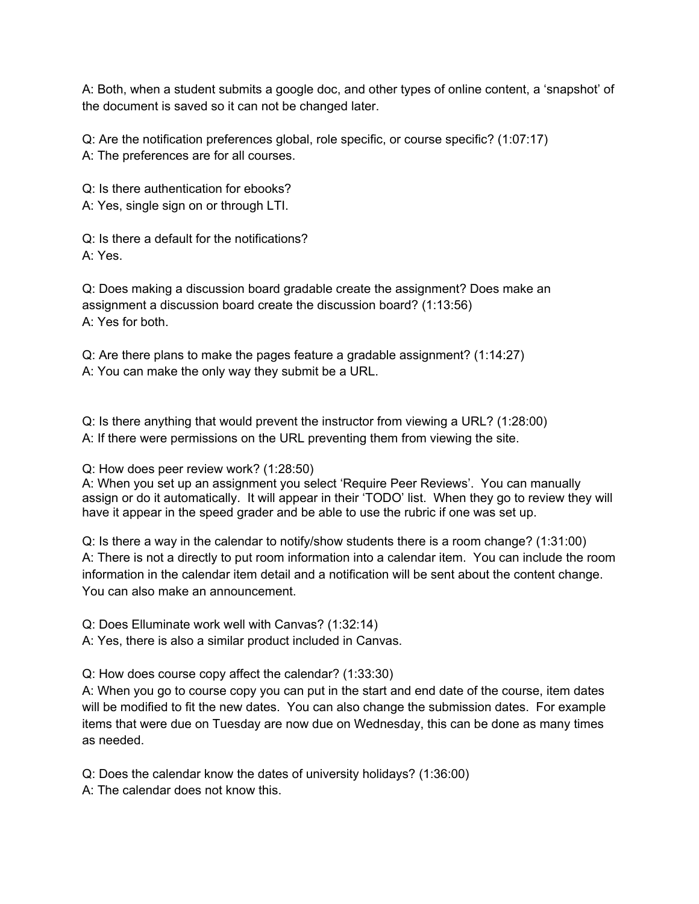A: Both, when a student submits a google doc, and other types of online content, a 'snapshot' of the document is saved so it can not be changed later.

Q: Are the notification preferences global, role specific, or course specific? (1:07:17)
A: The preferences are for all courses.

Q: Is there authentication for ebooks?
A: Yes, single sign on or through LTI.

Q: Is there a default for the notifications?
A: Yes.

Q: Does making a discussion board gradable create the assignment? Does make an assignment a discussion board create the discussion board? (1:13:56)
A: Yes for both.

Q: Are there plans to make the pages feature a gradable assignment? (1:14:27)
A: You can make the only way they submit be a URL.

Q: Is there anything that would prevent the instructor from viewing a URL? (1:28:00)
A: If there were permissions on the URL preventing them from viewing the site.

Q: How does peer review work? (1:28:50)
A: When you set up an assignment you select 'Require Peer Reviews'. You can manually assign or do it automatically. It will appear in their 'TODO' list. When they go to review they will have it appear in the speed grader and be able to use the rubric if one was set up.

Q: Is there a way in the calendar to notify/show students there is a room change? (1:31:00)
A: There is not a directly to put room information into a calendar item. You can include the room information in the calendar item detail and a notification will be sent about the content change. You can also make an announcement.

Q: Does Elluminate work well with Canvas? (1:32:14)
A: Yes, there is also a similar product included in Canvas.

Q: How does course copy affect the calendar? (1:33:30)
A: When you go to course copy you can put in the start and end date of the course, item dates will be modified to fit the new dates. You can also change the submission dates. For example items that were due on Tuesday are now due on Wednesday, this can be done as many times as needed.

Q: Does the calendar know the dates of university holidays? (1:36:00)
A: The calendar does not know this.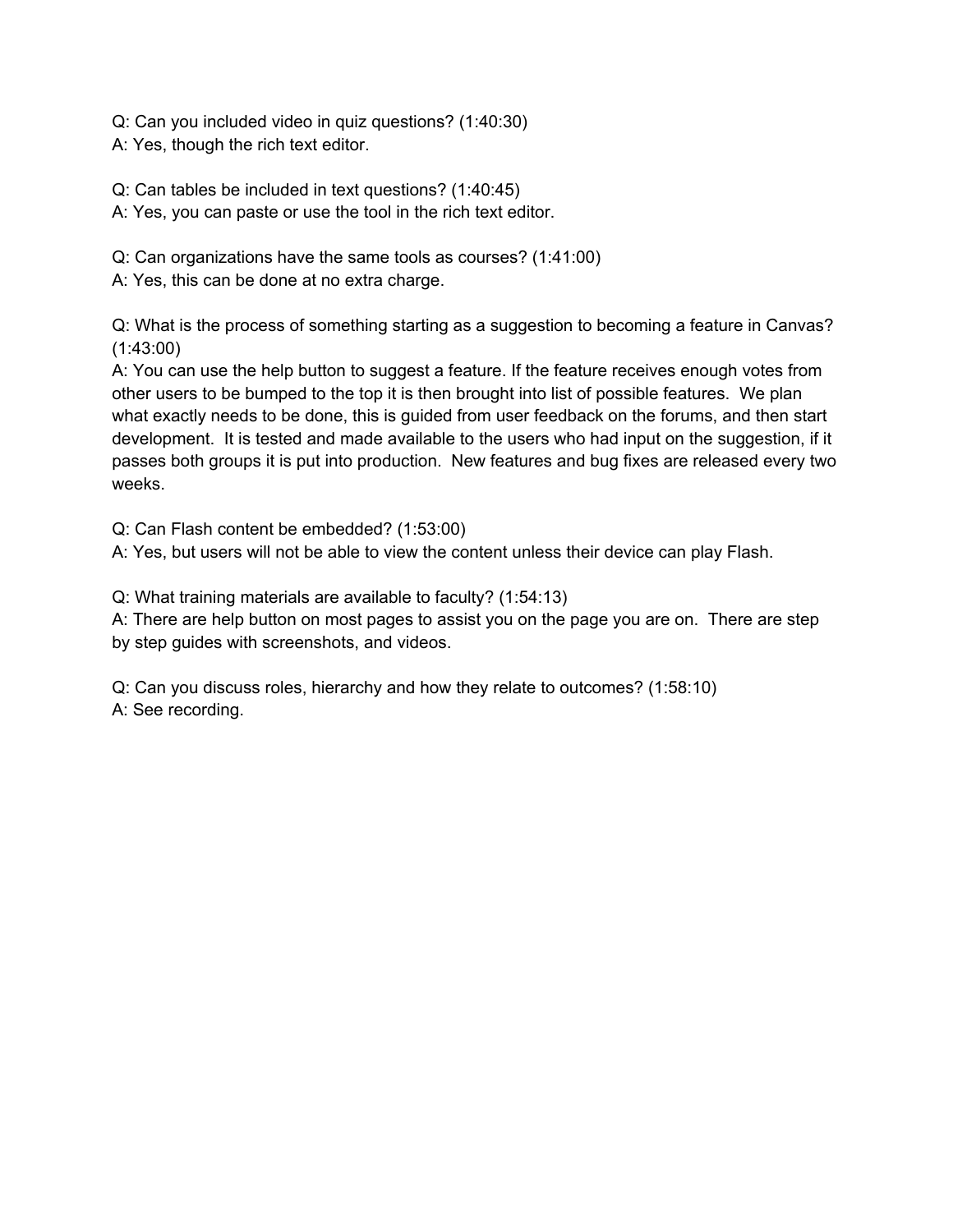Q: Can you included video in quiz questions? (1:40:30)
A: Yes, though the rich text editor.

Q: Can tables be included in text questions? (1:40:45)
A: Yes, you can paste or use the tool in the rich text editor.

Q: Can organizations have the same tools as courses? (1:41:00)
A: Yes, this can be done at no extra charge.

Q: What is the process of something starting as a suggestion to becoming a feature in Canvas? (1:43:00)
A: You can use the help button to suggest a feature. If the feature receives enough votes from other users to be bumped to the top it is then brought into list of possible features. We plan what exactly needs to be done, this is guided from user feedback on the forums, and then start development. It is tested and made available to the users who had input on the suggestion, if it passes both groups it is put into production. New features and bug fixes are released every two weeks.

Q: Can Flash content be embedded? (1:53:00)
A: Yes, but users will not be able to view the content unless their device can play Flash.

Q: What training materials are available to faculty? (1:54:13)
A: There are help button on most pages to assist you on the page you are on. There are step by step guides with screenshots, and videos.

Q: Can you discuss roles, hierarchy and how they relate to outcomes? (1:58:10)
A: See recording.